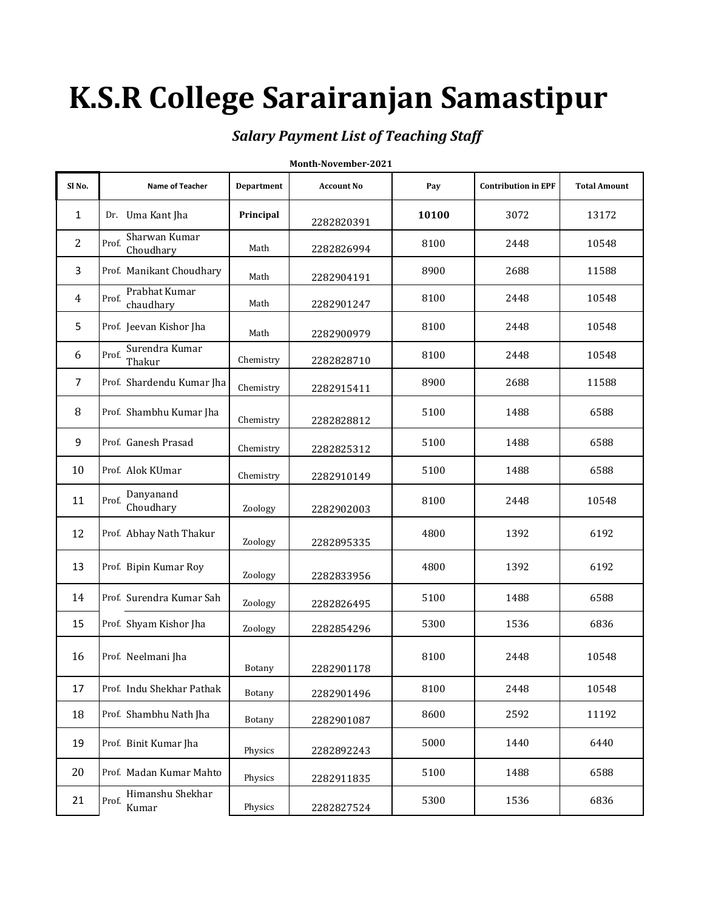# K.S.R College Sarairanjan Samastipur

***Salary Payment List of Teaching Staff***

**Month-November-2021**

| Sl No. | Name of Teacher | Department | Account No | Pay | Contribution in EPF | Total Amount |
|---|---|---|---|---|---|---|
| 1 | Dr. Uma Kant Jha | **Principal** | 2282820391 | **10100** | 3072 | 13172 |
| 2 | Prof. Sharwan Kumar Choudhary | Math | 2282826994 | 8100 | 2448 | 10548 |
| 3 | Prof. Manikant Choudhary | Math | 2282904191 | 8900 | 2688 | 11588 |
| 4 | Prof. Prabhat Kumar chaudhary | Math | 2282901247 | 8100 | 2448 | 10548 |
| 5 | Prof. Jeevan Kishor Jha | Math | 2282900979 | 8100 | 2448 | 10548 |
| 6 | Prof. Surendra Kumar Thakur | Chemistry | 2282828710 | 8100 | 2448 | 10548 |
| 7 | Prof. Shardendu Kumar Jha | Chemistry | 2282915411 | 8900 | 2688 | 11588 |
| 8 | Prof. Shambhu Kumar Jha | Chemistry | 2282828812 | 5100 | 1488 | 6588 |
| 9 | Prof. Ganesh Prasad | Chemistry | 2282825312 | 5100 | 1488 | 6588 |
| 10 | Prof. Alok KUmar | Chemistry | 2282910149 | 5100 | 1488 | 6588 |
| 11 | Prof. Danyanand Choudhary | Zoology | 2282902003 | 8100 | 2448 | 10548 |
| 12 | Prof. Abhay Nath Thakur | Zoology | 2282895335 | 4800 | 1392 | 6192 |
| 13 | Prof. Bipin Kumar Roy | Zoology | 2282833956 | 4800 | 1392 | 6192 |
| 14 | Prof. Surendra Kumar Sah | Zoology | 2282826495 | 5100 | 1488 | 6588 |
| 15 | Prof. Shyam Kishor Jha | Zoology | 2282854296 | 5300 | 1536 | 6836 |
| 16 | Prof. Neelmani Jha | Botany | 2282901178 | 8100 | 2448 | 10548 |
| 17 | Prof. Indu Shekhar Pathak | Botany | 2282901496 | 8100 | 2448 | 10548 |
| 18 | Prof. Shambhu Nath Jha | Botany | 2282901087 | 8600 | 2592 | 11192 |
| 19 | Prof. Binit Kumar Jha | Physics | 2282892243 | 5000 | 1440 | 6440 |
| 20 | Prof. Madan Kumar Mahto | Physics | 2282911835 | 5100 | 1488 | 6588 |
| 21 | Prof. Himanshu Shekhar Kumar | Physics | 2282827524 | 5300 | 1536 | 6836 |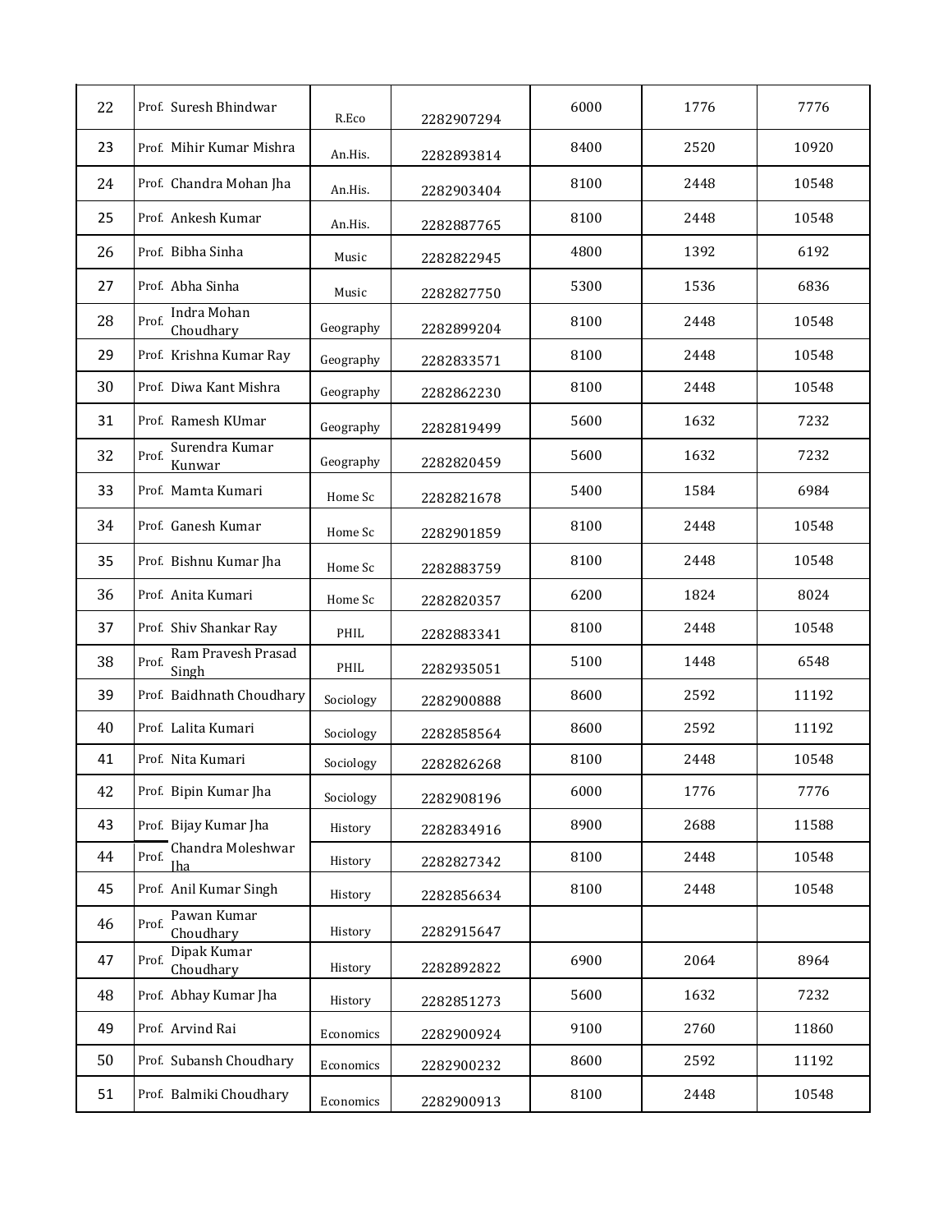| 22 | Prof. Suresh Bhindwar | R.Eco | 2282907294 | 6000 | 1776 | 7776 |
|---|---|---|---|---|---|---|
| 23 | Prof. Mihir Kumar Mishra | An.His. | 2282893814 | 8400 | 2520 | 10920 |
| 24 | Prof. Chandra Mohan Jha | An.His. | 2282903404 | 8100 | 2448 | 10548 |
| 25 | Prof. Ankesh Kumar | An.His. | 2282887765 | 8100 | 2448 | 10548 |
| 26 | Prof. Bibha Sinha | Music | 2282822945 | 4800 | 1392 | 6192 |
| 27 | Prof. Abha Sinha | Music | 2282827750 | 5300 | 1536 | 6836 |
| 28 | Prof. Indra Mohan Choudhary | Geography | 2282899204 | 8100 | 2448 | 10548 |
| 29 | Prof. Krishna Kumar Ray | Geography | 2282833571 | 8100 | 2448 | 10548 |
| 30 | Prof. Diwa Kant Mishra | Geography | 2282862230 | 8100 | 2448 | 10548 |
| 31 | Prof. Ramesh KUmar | Geography | 2282819499 | 5600 | 1632 | 7232 |
| 32 | Prof. Surendra Kumar Kunwar | Geography | 2282820459 | 5600 | 1632 | 7232 |
| 33 | Prof. Mamta Kumari | Home Sc | 2282821678 | 5400 | 1584 | 6984 |
| 34 | Prof. Ganesh Kumar | Home Sc | 2282901859 | 8100 | 2448 | 10548 |
| 35 | Prof. Bishnu Kumar Jha | Home Sc | 2282883759 | 8100 | 2448 | 10548 |
| 36 | Prof. Anita Kumari | Home Sc | 2282820357 | 6200 | 1824 | 8024 |
| 37 | Prof. Shiv Shankar Ray | PHIL | 2282883341 | 8100 | 2448 | 10548 |
| 38 | Prof. Ram Pravesh Prasad Singh | PHIL | 2282935051 | 5100 | 1448 | 6548 |
| 39 | Prof. Baidhnath Choudhary | Sociology | 2282900888 | 8600 | 2592 | 11192 |
| 40 | Prof. Lalita Kumari | Sociology | 2282858564 | 8600 | 2592 | 11192 |
| 41 | Prof. Nita Kumari | Sociology | 2282826268 | 8100 | 2448 | 10548 |
| 42 | Prof. Bipin Kumar Jha | Sociology | 2282908196 | 6000 | 1776 | 7776 |
| 43 | Prof. Bijay Kumar Jha | History | 2282834916 | 8900 | 2688 | 11588 |
| 44 | Prof. Chandra Moleshwar Jha | History | 2282827342 | 8100 | 2448 | 10548 |
| 45 | Prof. Anil Kumar Singh | History | 2282856634 | 8100 | 2448 | 10548 |
| 46 | Prof. Pawan Kumar Choudhary | History | 2282915647 | | | |
| 47 | Prof. Dipak Kumar Choudhary | History | 2282892822 | 6900 | 2064 | 8964 |
| 48 | Prof. Abhay Kumar Jha | History | 2282851273 | 5600 | 1632 | 7232 |
| 49 | Prof. Arvind Rai | Economics | 2282900924 | 9100 | 2760 | 11860 |
| 50 | Prof. Subansh Choudhary | Economics | 2282900232 | 8600 | 2592 | 11192 |
| 51 | Prof. Balmiki Choudhary | Economics | 2282900913 | 8100 | 2448 | 10548 |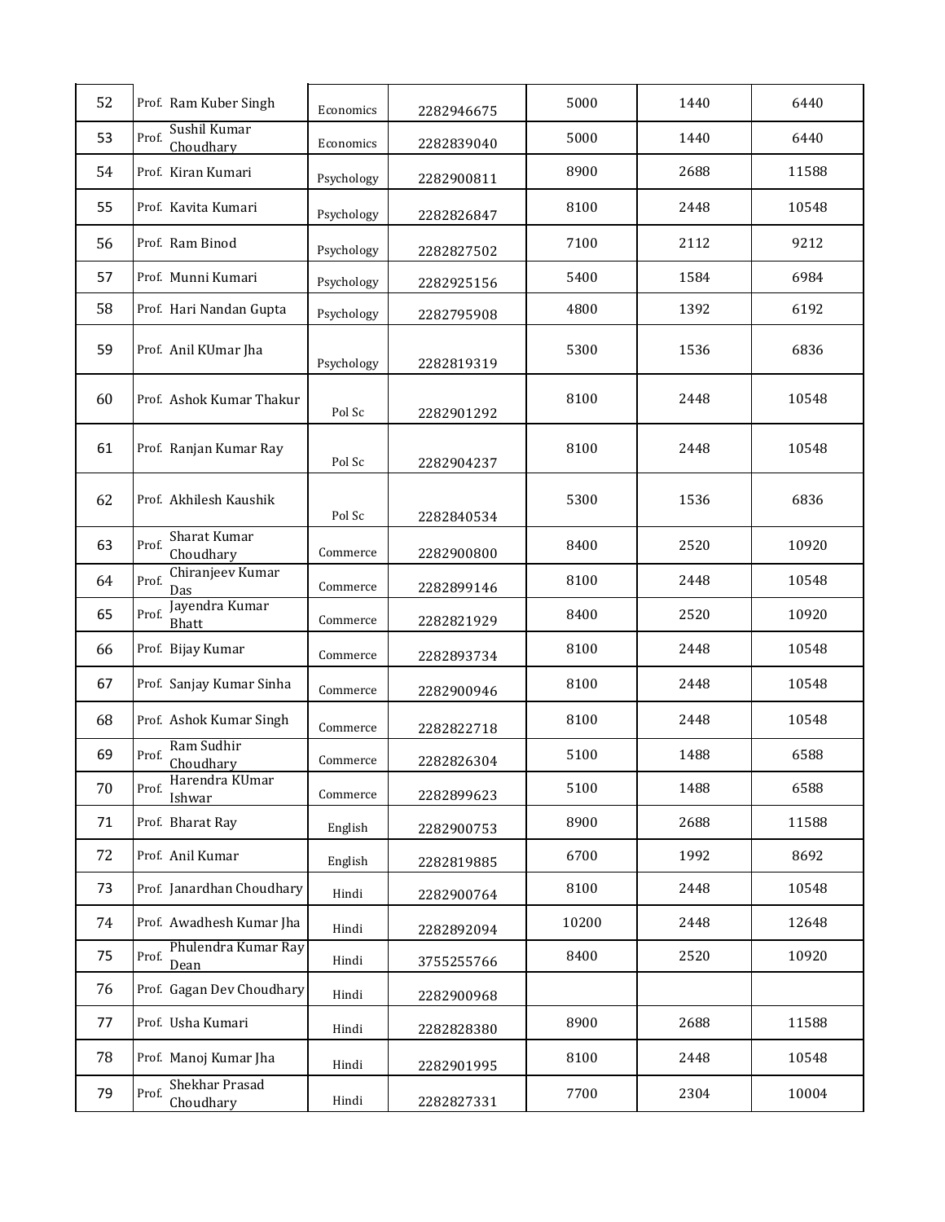| 52 | Prof. Ram Kuber Singh | Economics | 2282946675 | 5000 | 1440 | 6440 |
|---|---|---|---|---|---|---|
| 53 | Prof. Sushil Kumar Choudhary | Economics | 2282839040 | 5000 | 1440 | 6440 |
| 54 | Prof. Kiran Kumari | Psychology | 2282900811 | 8900 | 2688 | 11588 |
| 55 | Prof. Kavita Kumari | Psychology | 2282826847 | 8100 | 2448 | 10548 |
| 56 | Prof. Ram Binod | Psychology | 2282827502 | 7100 | 2112 | 9212 |
| 57 | Prof. Munni Kumari | Psychology | 2282925156 | 5400 | 1584 | 6984 |
| 58 | Prof. Hari Nandan Gupta | Psychology | 2282795908 | 4800 | 1392 | 6192 |
| 59 | Prof. Anil KUmar Jha | Psychology | 2282819319 | 5300 | 1536 | 6836 |
| 60 | Prof. Ashok Kumar Thakur | Pol Sc | 2282901292 | 8100 | 2448 | 10548 |
| 61 | Prof. Ranjan Kumar Ray | Pol Sc | 2282904237 | 8100 | 2448 | 10548 |
| 62 | Prof. Akhilesh Kaushik | Pol Sc | 2282840534 | 5300 | 1536 | 6836 |
| 63 | Prof. Sharat Kumar Choudhary | Commerce | 2282900800 | 8400 | 2520 | 10920 |
| 64 | Prof. Chiranjeev Kumar Das | Commerce | 2282899146 | 8100 | 2448 | 10548 |
| 65 | Prof. Jayendra Kumar Bhatt | Commerce | 2282821929 | 8400 | 2520 | 10920 |
| 66 | Prof. Bijay Kumar | Commerce | 2282893734 | 8100 | 2448 | 10548 |
| 67 | Prof. Sanjay Kumar Sinha | Commerce | 2282900946 | 8100 | 2448 | 10548 |
| 68 | Prof. Ashok Kumar Singh | Commerce | 2282822718 | 8100 | 2448 | 10548 |
| 69 | Prof. Ram Sudhir Choudhary | Commerce | 2282826304 | 5100 | 1488 | 6588 |
| 70 | Prof. Harendra KUmar Ishwar | Commerce | 2282899623 | 5100 | 1488 | 6588 |
| 71 | Prof. Bharat Ray | English | 2282900753 | 8900 | 2688 | 11588 |
| 72 | Prof. Anil Kumar | English | 2282819885 | 6700 | 1992 | 8692 |
| 73 | Prof. Janardhan Choudhary | Hindi | 2282900764 | 8100 | 2448 | 10548 |
| 74 | Prof. Awadhesh Kumar Jha | Hindi | 2282892094 | 10200 | 2448 | 12648 |
| 75 | Prof. Phulendra Kumar Ray Dean | Hindi | 3755255766 | 8400 | 2520 | 10920 |
| 76 | Prof. Gagan Dev Choudhary | Hindi | 2282900968 | | | |
| 77 | Prof. Usha Kumari | Hindi | 2282828380 | 8900 | 2688 | 11588 |
| 78 | Prof. Manoj Kumar Jha | Hindi | 2282901995 | 8100 | 2448 | 10548 |
| 79 | Prof. Shekhar Prasad Choudhary | Hindi | 2282827331 | 7700 | 2304 | 10004 |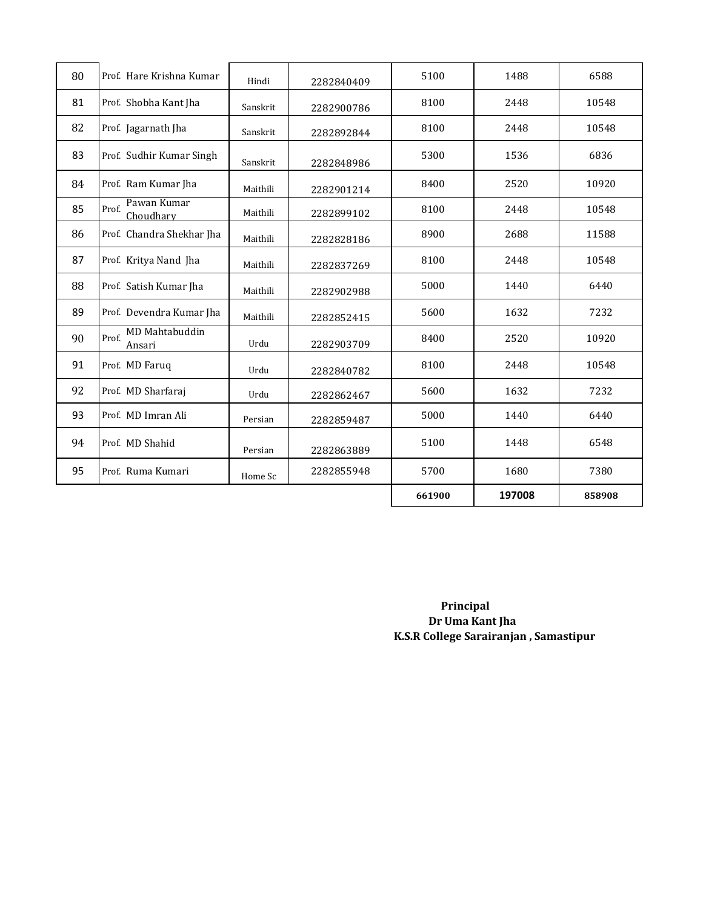| | | | | | | |
|---|---|---|---|---|---|---|
| 80 | Prof. Hare Krishna Kumar | Hindi | 2282840409 | 5100 | 1488 | 6588 |
| 81 | Prof. Shobha Kant Jha | Sanskrit | 2282900786 | 8100 | 2448 | 10548 |
| 82 | Prof. Jagarnath Jha | Sanskrit | 2282892844 | 8100 | 2448 | 10548 |
| 83 | Prof. Sudhir Kumar Singh | Sanskrit | 2282848986 | 5300 | 1536 | 6836 |
| 84 | Prof. Ram Kumar Jha | Maithili | 2282901214 | 8400 | 2520 | 10920 |
| 85 | Prof. Pawan Kumar Choudhary | Maithili | 2282899102 | 8100 | 2448 | 10548 |
| 86 | Prof. Chandra Shekhar Jha | Maithili | 2282828186 | 8900 | 2688 | 11588 |
| 87 | Prof. Kritya Nand Jha | Maithili | 2282837269 | 8100 | 2448 | 10548 |
| 88 | Prof. Satish Kumar Jha | Maithili | 2282902988 | 5000 | 1440 | 6440 |
| 89 | Prof. Devendra Kumar Jha | Maithili | 2282852415 | 5600 | 1632 | 7232 |
| 90 | Prof. MD Mahtabuddin Ansari | Urdu | 2282903709 | 8400 | 2520 | 10920 |
| 91 | Prof. MD Faruq | Urdu | 2282840782 | 8100 | 2448 | 10548 |
| 92 | Prof. MD Sharfaraj | Urdu | 2282862467 | 5600 | 1632 | 7232 |
| 93 | Prof. MD Imran Ali | Persian | 2282859487 | 5000 | 1440 | 6440 |
| 94 | Prof. MD Shahid | Persian | 2282863889 | 5100 | 1448 | 6548 |
| 95 | Prof. Ruma Kumari | Home Sc | 2282855948 | 5700 | 1680 | 7380 |
| | | | | **661900** | **197008** | **858908** |

**Principal**
**Dr Uma Kant Jha**
**K.S.R College Sarairanjan , Samastipur**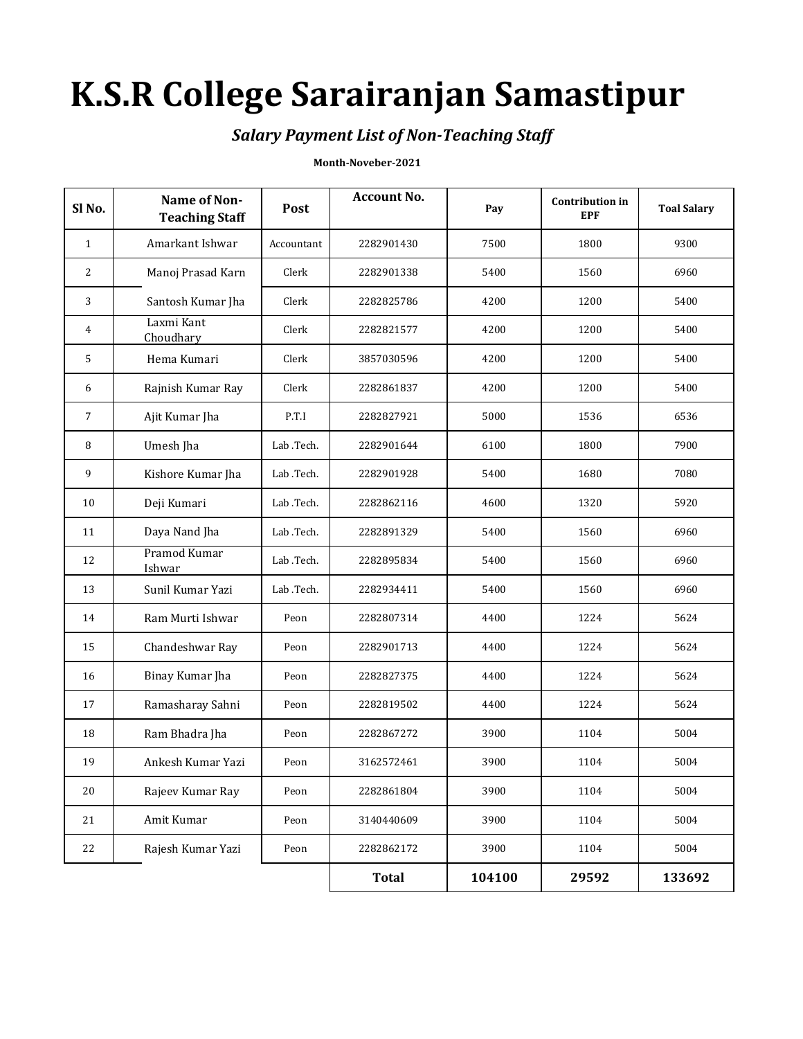# K.S.R College Sarairanjan Samastipur

### *Salary Payment List of Non-Teaching Staff*

**Month-Noveber-2021**

| Sl No. | Name of Non-Teaching Staff | Post | Account No. | Pay | Contribution in EPF | Toal Salary |
|---|---|---|---|---|---|---|
| 1 | Amarkant Ishwar | Accountant | 2282901430 | 7500 | 1800 | 9300 |
| 2 | Manoj Prasad Karn | Clerk | 2282901338 | 5400 | 1560 | 6960 |
| 3 | Santosh Kumar Jha | Clerk | 2282825786 | 4200 | 1200 | 5400 |
| 4 | Laxmi Kant Choudhary | Clerk | 2282821577 | 4200 | 1200 | 5400 |
| 5 | Hema Kumari | Clerk | 3857030596 | 4200 | 1200 | 5400 |
| 6 | Rajnish Kumar Ray | Clerk | 2282861837 | 4200 | 1200 | 5400 |
| 7 | Ajit Kumar Jha | P.T.I | 2282827921 | 5000 | 1536 | 6536 |
| 8 | Umesh Jha | Lab .Tech. | 2282901644 | 6100 | 1800 | 7900 |
| 9 | Kishore Kumar Jha | Lab .Tech. | 2282901928 | 5400 | 1680 | 7080 |
| 10 | Deji Kumari | Lab .Tech. | 2282862116 | 4600 | 1320 | 5920 |
| 11 | Daya Nand Jha | Lab .Tech. | 2282891329 | 5400 | 1560 | 6960 |
| 12 | Pramod Kumar Ishwar | Lab .Tech. | 2282895834 | 5400 | 1560 | 6960 |
| 13 | Sunil Kumar Yazi | Lab .Tech. | 2282934411 | 5400 | 1560 | 6960 |
| 14 | Ram Murti Ishwar | Peon | 2282807314 | 4400 | 1224 | 5624 |
| 15 | Chandeshwar Ray | Peon | 2282901713 | 4400 | 1224 | 5624 |
| 16 | Binay Kumar Jha | Peon | 2282827375 | 4400 | 1224 | 5624 |
| 17 | Ramasharay Sahni | Peon | 2282819502 | 4400 | 1224 | 5624 |
| 18 | Ram Bhadra Jha | Peon | 2282867272 | 3900 | 1104 | 5004 |
| 19 | Ankesh Kumar Yazi | Peon | 3162572461 | 3900 | 1104 | 5004 |
| 20 | Rajeev Kumar Ray | Peon | 2282861804 | 3900 | 1104 | 5004 |
| 21 | Amit Kumar | Peon | 3140440609 | 3900 | 1104 | 5004 |
| 22 | Rajesh Kumar Yazi | Peon | 2282862172 | 3900 | 1104 | 5004 |
| | | | **Total** | **104100** | **29592** | **133692** |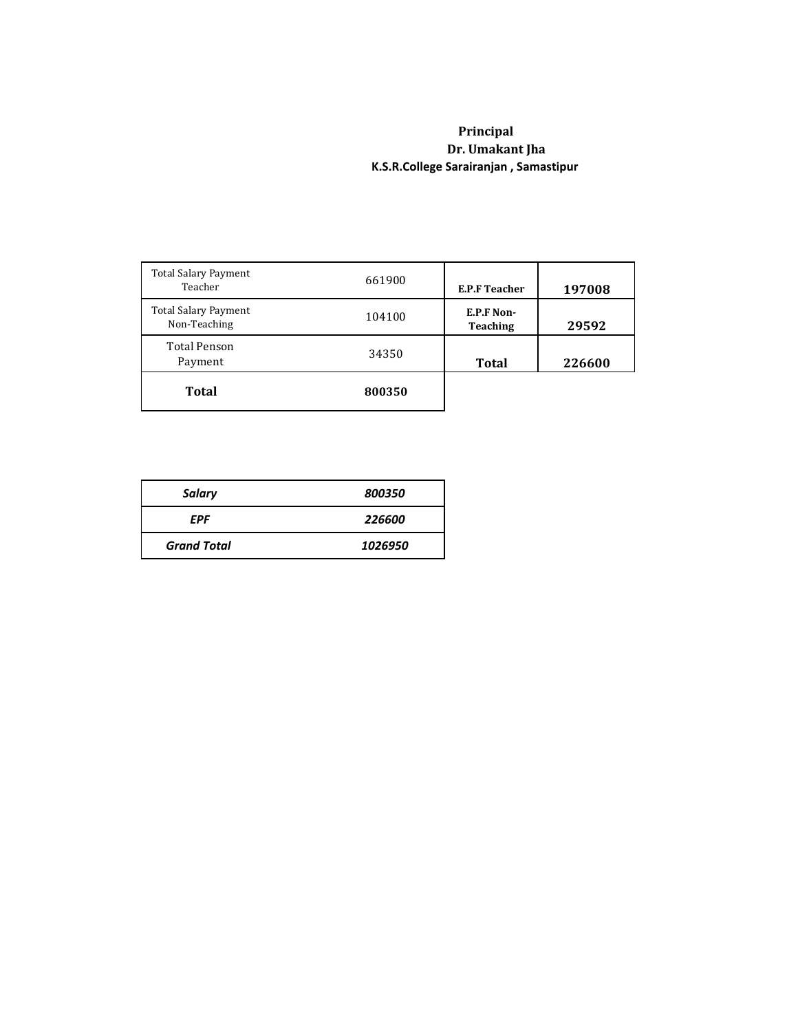**Principal**

**Dr. Umakant Jha**

**K.S.R.College Sarairanjan , Samastipur**

| | | | |
|---|---|---|---|
| Total Salary Payment Teacher | 661900 | **E.P.F Teacher** | **197008** |
| Total Salary Payment Non-Teaching | 104100 | **E.P.F Non-Teaching** | **29592** |
| Total Penson Payment | 34350 | **Total** | **226600** |
| **Total** | **800350** | | |

| | |
|---|---|
| ***Salary*** | ***800350*** |
| ***EPF*** | ***226600*** |
| ***Grand Total*** | ***1026950*** |